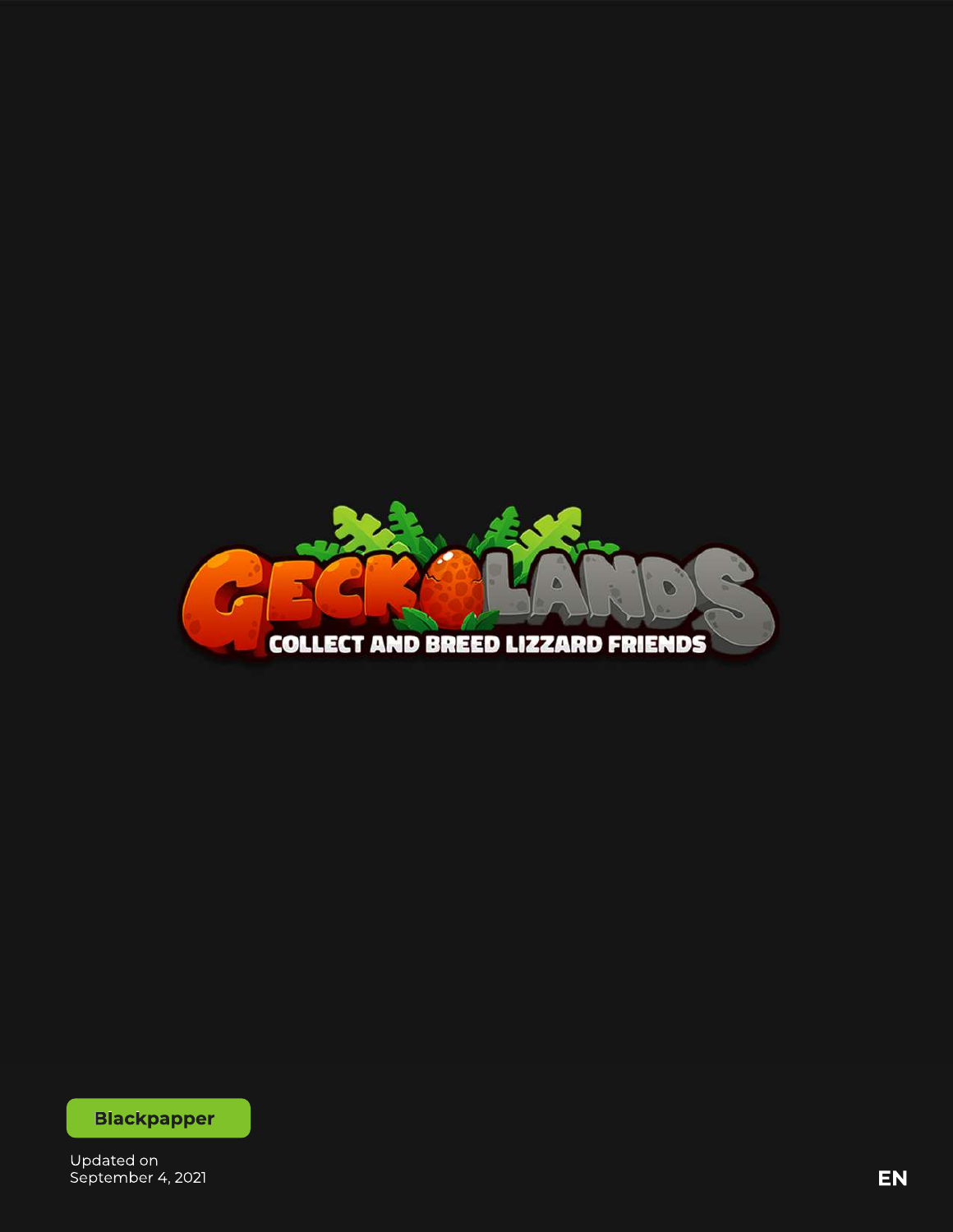# GECKOLANDS

COLLECT AND BREED LIZZARD FRIENDS

**Blackpapper**

Updated on
September 4, 2021

EN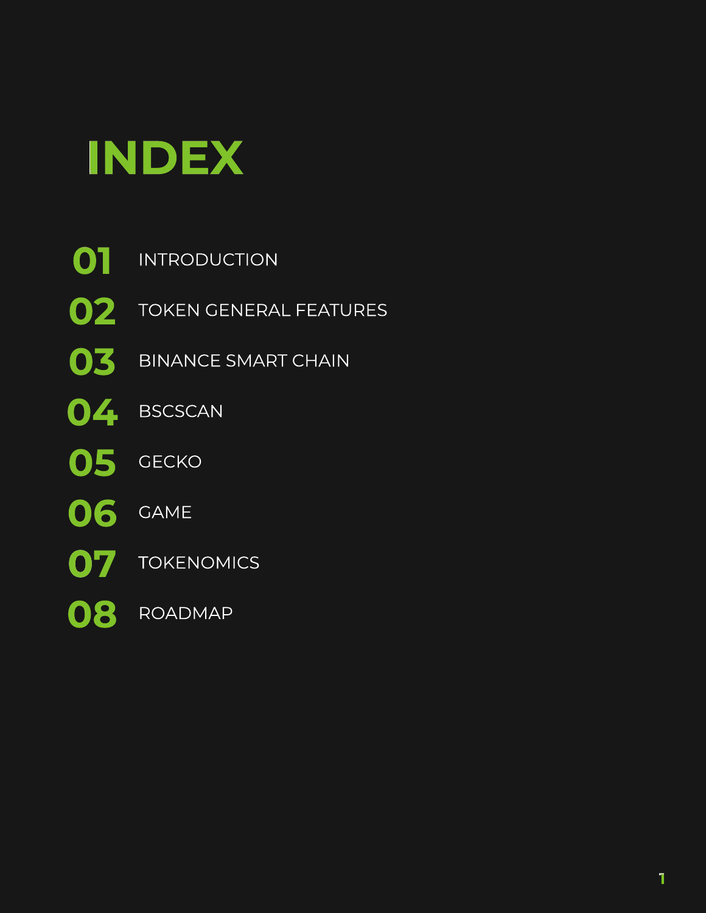# INDEX

**01** INTRODUCTION

**02** TOKEN GENERAL FEATURES

**03** BINANCE SMART CHAIN

**04** BSCSCAN

**05** GECKO

**06** GAME

**07** TOKENOMICS

**08** ROADMAP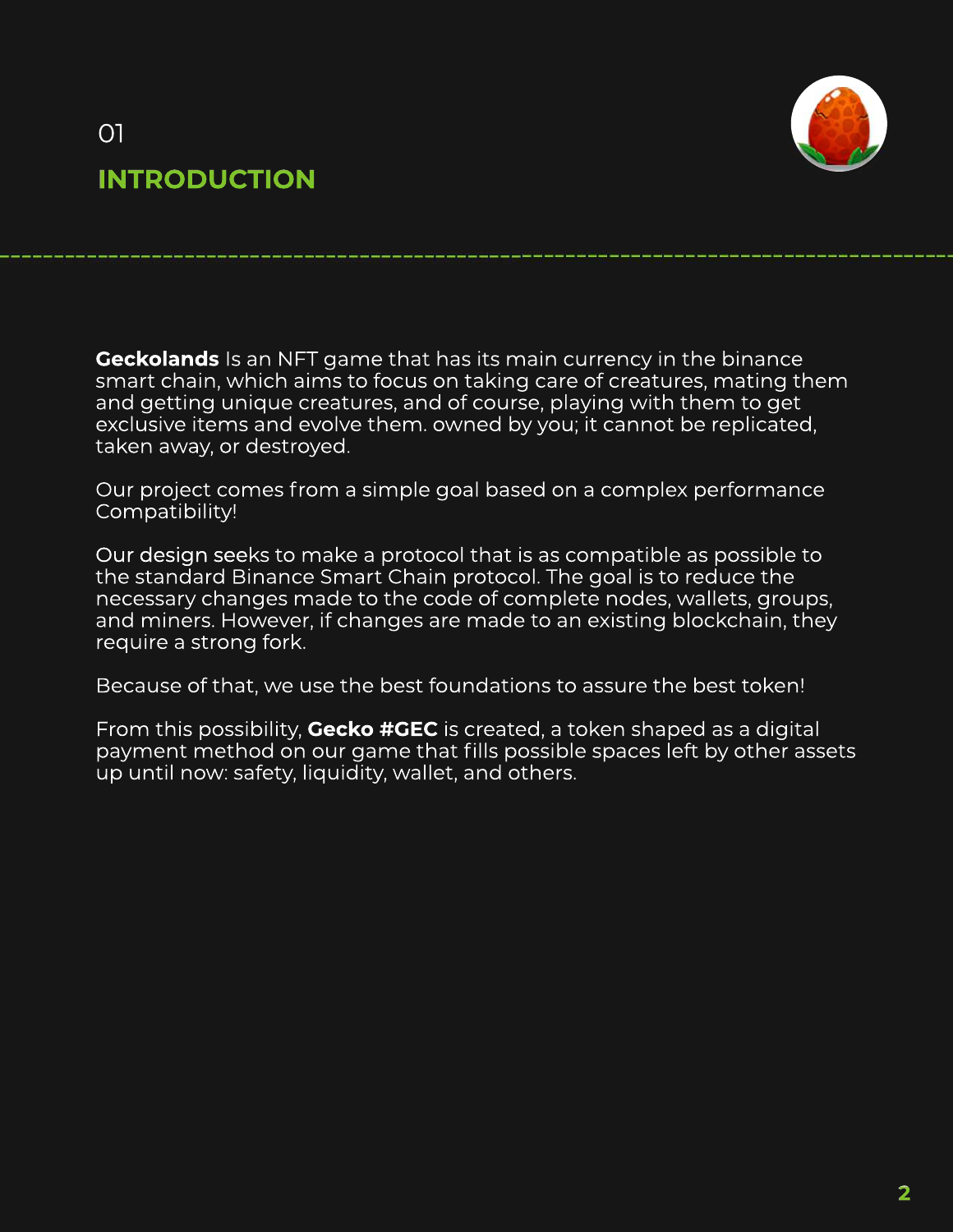01

## INTRODUCTION

**Geckolands** Is an NFT game that has its main currency in the binance smart chain, which aims to focus on taking care of creatures, mating them and getting unique creatures, and of course, playing with them to get exclusive items and evolve them. owned by you; it cannot be replicated, taken away, or destroyed.

Our project comes from a simple goal based on a complex performance Compatibility!

Our design seeks to make a protocol that is as compatible as possible to the standard Binance Smart Chain protocol. The goal is to reduce the necessary changes made to the code of complete nodes, wallets, groups, and miners. However, if changes are made to an existing blockchain, they require a strong fork.

Because of that, we use the best foundations to assure the best token!

From this possibility, **Gecko #GEC** is created, a token shaped as a digital payment method on our game that fills possible spaces left by other assets up until now: safety, liquidity, wallet, and others.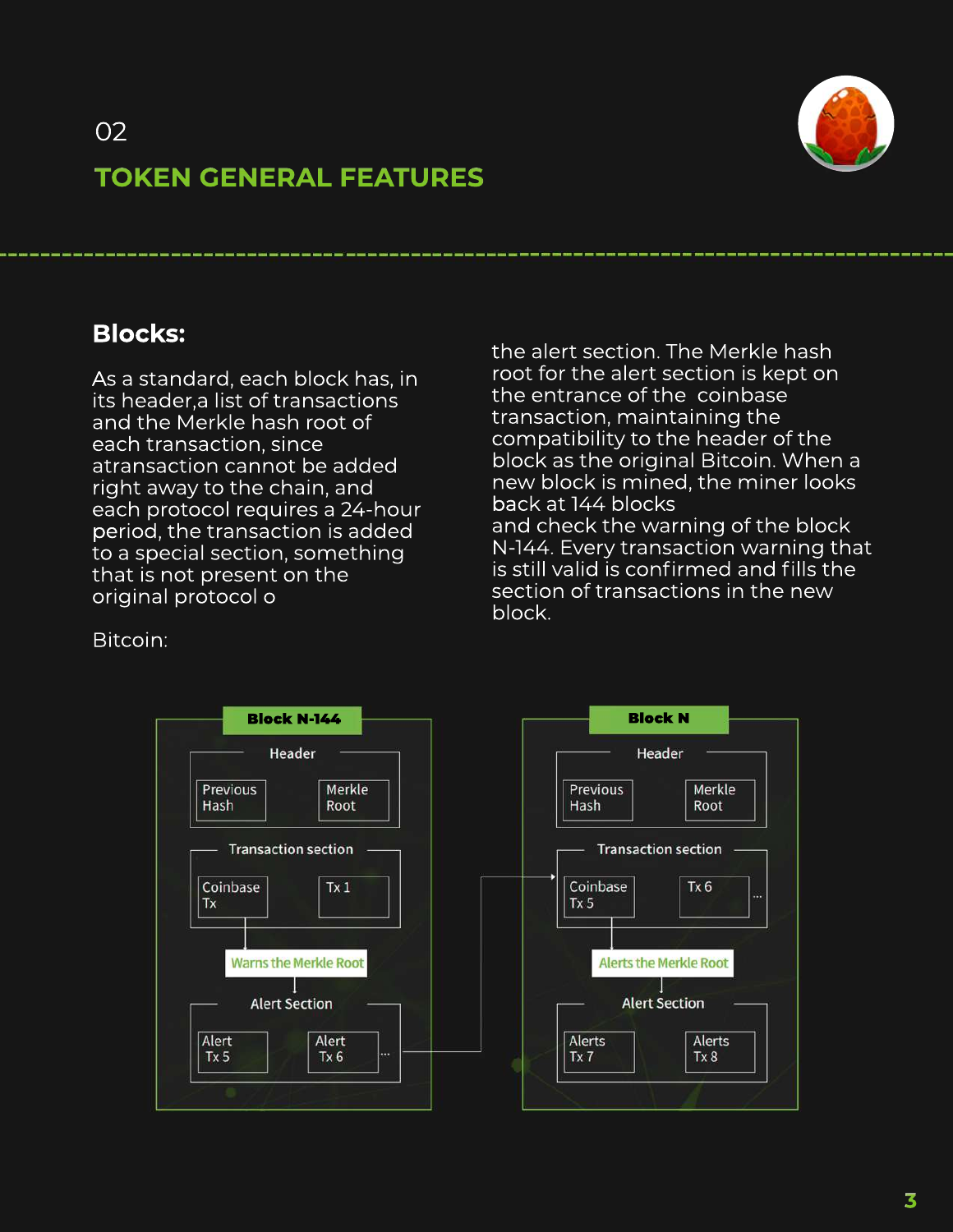02

# TOKEN GENERAL FEATURES

## Blocks:

As a standard, each block has, in its header,a list of transactions and the Merkle hash root of each transaction, since atransaction cannot be added right away to the chain, and each protocol requires a 24-hour period, the transaction is added to a special section, something that is not present on the original protocol o

Bitcoin:

the alert section. The Merkle hash root for the alert section is kept on the entrance of the coinbase transaction, maintaining the compatibility to the header of the block as the original Bitcoin. When a new block is mined, the miner looks back at 144 blocks and check the warning of the block N-144. Every transaction warning that is still valid is confirmed and fills the section of transactions in the new block.

**Block N-144**

Header: Previous Hash | Merkle Root

Transaction section: Coinbase Tx | Tx 1

Warns the Merkle Root

Alert Section: Alert Tx 5 | Alert Tx 6 | ...

**Block N**

Header: Previous Hash | Merkle Root

Transaction section: Coinbase Tx 5 | Tx 6 | ...

Alerts the Merkle Root

Alert Section: Alerts Tx 7 | Alerts Tx 8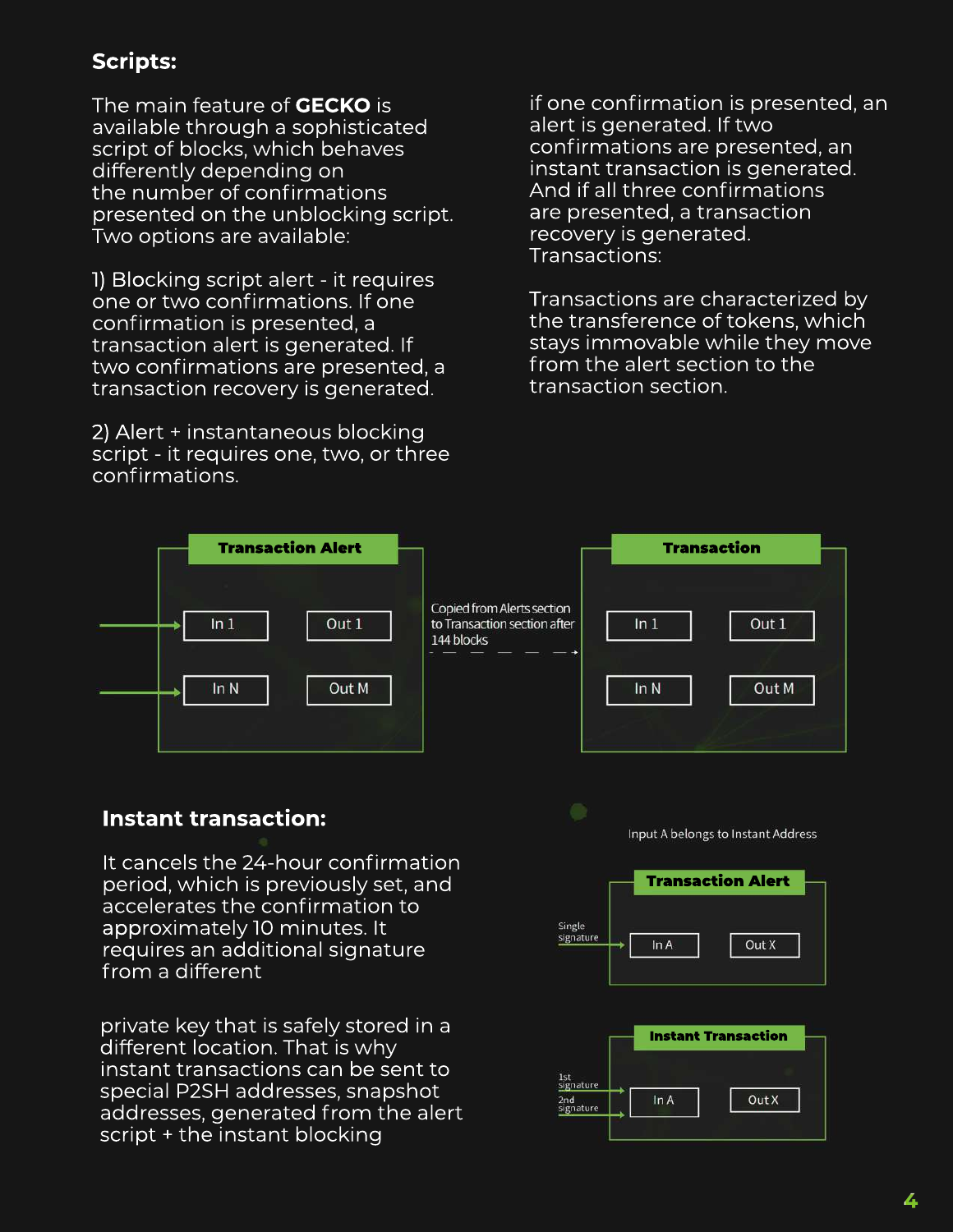## Scripts:

The main feature of **GECKO** is available through a sophisticated script of blocks, which behaves differently depending on the number of confirmations presented on the unblocking script. Two options are available:

1) Blocking script alert - it requires one or two confirmations. If one confirmation is presented, a transaction alert is generated. If two confirmations are presented, a transaction recovery is generated.

2) Alert + instantaneous blocking script - it requires one, two, or three confirmations.

if one confirmation is presented, an alert is generated. If two confirmations are presented, an instant transaction is generated. And if all three confirmations are presented, a transaction recovery is generated.
Transactions:

Transactions are characterized by the transference of tokens, which stays immovable while they move from the alert section to the transaction section.

**Transaction Alert**: In 1, Out 1, In N, Out M

Copied from Alerts section to Transaction section after 144 blocks

**Transaction**: In 1, Out 1, In N, Out M

## Instant transaction:

It cancels the 24-hour confirmation period, which is previously set, and accelerates the confirmation to approximately 10 minutes. It requires an additional signature from a different

private key that is safely stored in a different location. That is why instant transactions can be sent to special P2SH addresses, snapshot addresses, generated from the alert script + the instant blocking

Input A belongs to Instant Address

**Transaction Alert**: Single signature → In A, Out X

**Instant Transaction**: 1st signature, 2nd signature → In A, Out X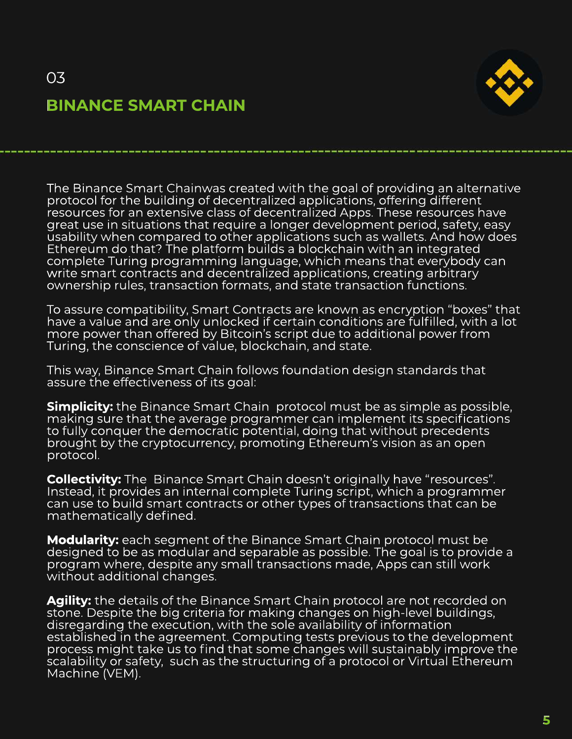03

## BINANCE SMART CHAIN

The Binance Smart Chainwas created with the goal of providing an alternative protocol for the building of decentralized applications, offering different resources for an extensive class of decentralized Apps. These resources have great use in situations that require a longer development period, safety, easy usability when compared to other applications such as wallets. And how does Ethereum do that? The platform builds a blockchain with an integrated complete Turing programming language, which means that everybody can write smart contracts and decentralized applications, creating arbitrary ownership rules, transaction formats, and state transaction functions.

To assure compatibility, Smart Contracts are known as encryption "boxes" that have a value and are only unlocked if certain conditions are fulfilled, with a lot more power than offered by Bitcoin's script due to additional power from Turing, the conscience of value, blockchain, and state.

This way, Binance Smart Chain follows foundation design standards that assure the effectiveness of its goal:

**Simplicity:** the Binance Smart Chain  protocol must be as simple as possible, making sure that the average programmer can implement its specifications to fully conquer the democratic potential, doing that without precedents brought by the cryptocurrency, promoting Ethereum's vision as an open protocol.

**Collectivity:** The  Binance Smart Chain doesn't originally have "resources". Instead, it provides an internal complete Turing script, which a programmer can use to build smart contracts or other types of transactions that can be mathematically defined.

**Modularity:** each segment of the Binance Smart Chain protocol must be designed to be as modular and separable as possible. The goal is to provide a program where, despite any small transactions made, Apps can still work without additional changes.

**Agility:** the details of the Binance Smart Chain protocol are not recorded on stone. Despite the big criteria for making changes on high-level buildings, disregarding the execution, with the sole availability of information established in the agreement. Computing tests previous to the development process might take us to find that some changes will sustainably improve the scalability or safety,  such as the structuring of a protocol or Virtual Ethereum Machine (VEM).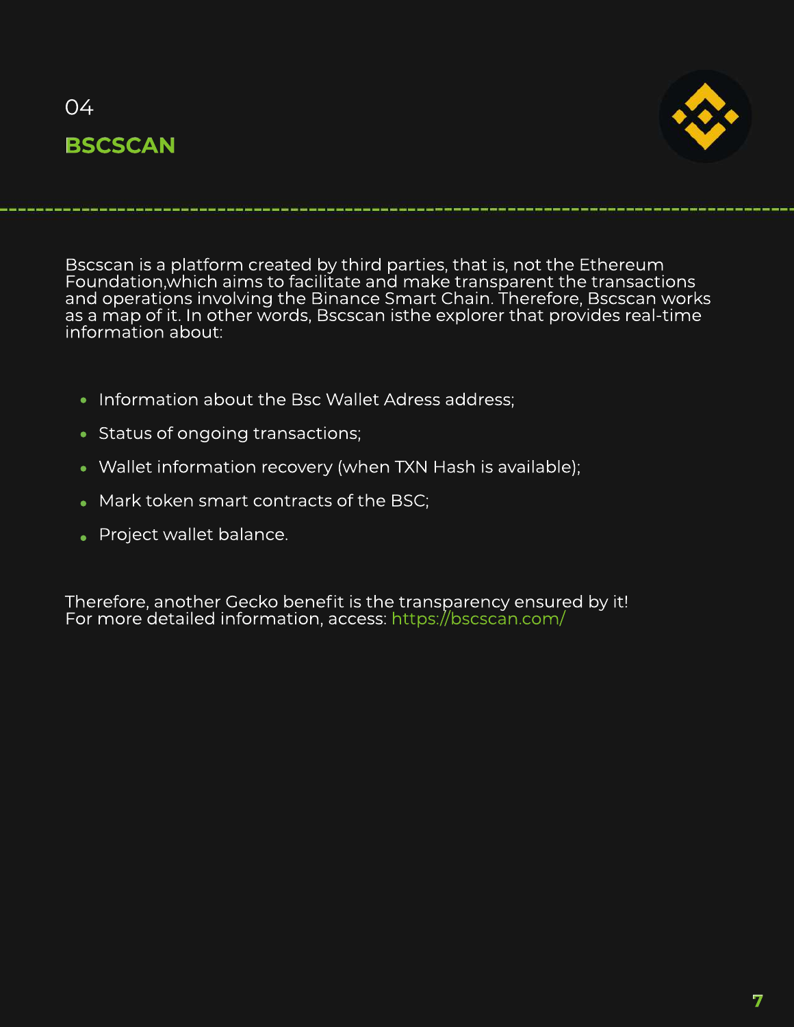04

## BSCSCAN

Bscscan is a platform created by third parties, that is, not the Ethereum Foundation,which aims to facilitate and make transparent the transactions and operations involving the Binance Smart Chain. Therefore, Bscscan works as a map of it. In other words, Bscscan isthe explorer that provides real-time information about:

- Information about the Bsc Wallet Adress address;
- Status of ongoing transactions;
- Wallet information recovery (when TXN Hash is available);
- Mark token smart contracts of the BSC;
- Project wallet balance.

Therefore, another Gecko benefit is the transparency ensured by it!
For more detailed information, access: https://bscscan.com/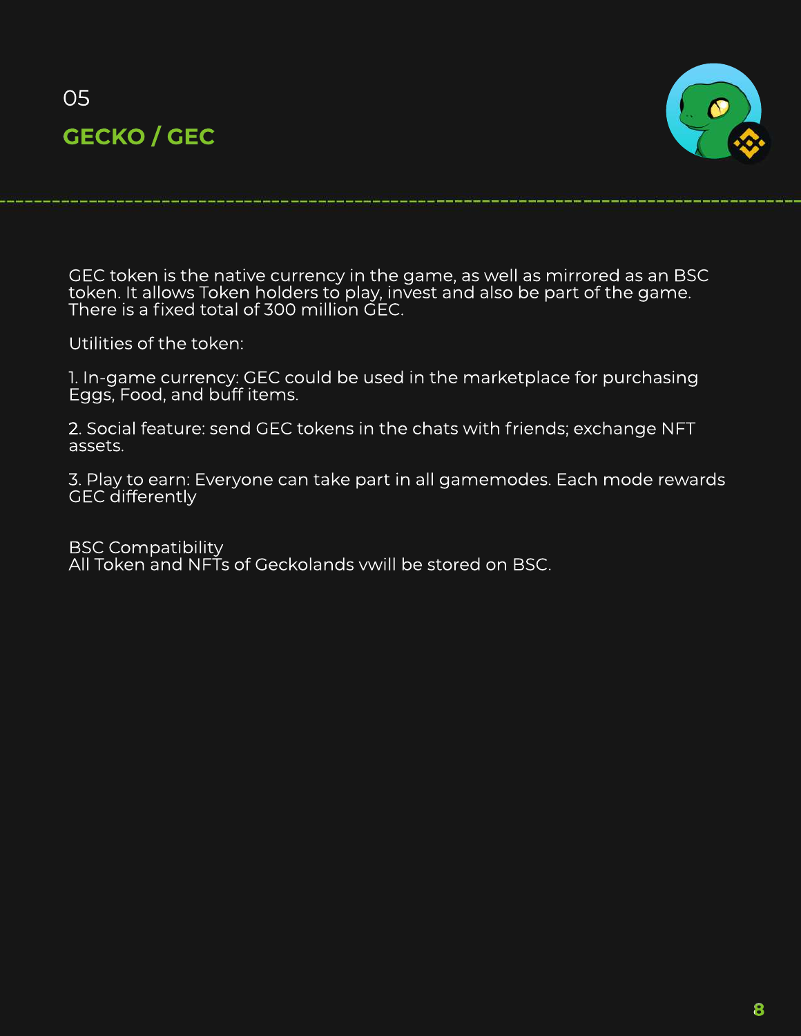05

## GECKO / GEC

GEC token is the native currency in the game, as well as mirrored as an BSC token. It allows Token holders to play, invest and also be part of the game. There is a fixed total of 300 million GEC.

Utilities of the token:

1. In-game currency: GEC could be used in the marketplace for purchasing Eggs, Food, and buff items.

2. Social feature: send GEC tokens in the chats with friends; exchange NFT assets.

3. Play to earn: Everyone can take part in all gamemodes. Each mode rewards GEC differently

BSC Compatibility
All Token and NFTs of Geckolands vwill be stored on BSC.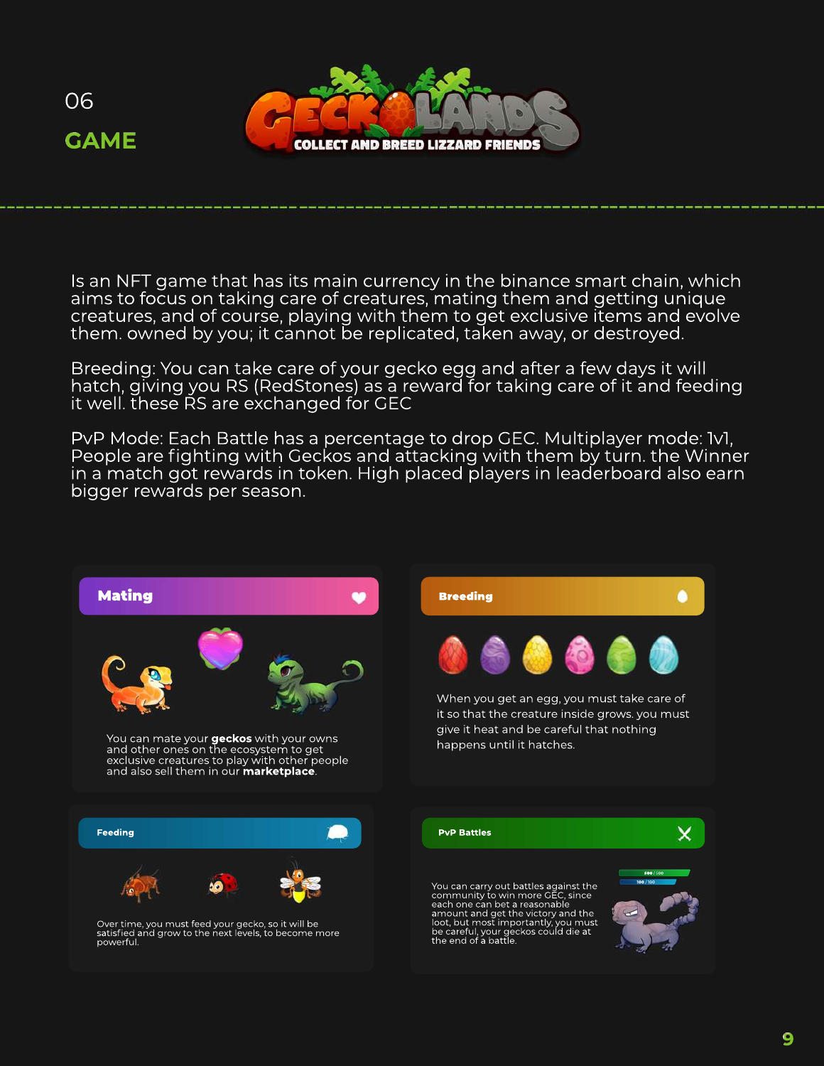06

## GAME

GECKOLANDS — COLLECT AND BREED LIZZARD FRIENDS

Is an NFT game that has its main currency in the binance smart chain, which aims to focus on taking care of creatures, mating them and getting unique creatures, and of course, playing with them to get exclusive items and evolve them. owned by you; it cannot be replicated, taken away, or destroyed.

Breeding: You can take care of your gecko egg and after a few days it will hatch, giving you RS (RedStones) as a reward for taking care of it and feeding it well. these RS are exchanged for GEC

PvP Mode: Each Battle has a percentage to drop GEC. Multiplayer mode: 1v1, People are fighting with Geckos and attacking with them by turn. the Winner in a match got rewards in token. High placed players in leaderboard also earn bigger rewards per season.

### Mating

You can mate your **geckos** with your owns and other ones on the ecosystem to get exclusive creatures to play with other people and also sell them in our **marketplace**.

### Breeding

When you get an egg, you must take care of it so that the creature inside grows. you must give it heat and be careful that nothing happens until it hatches.

### Feeding

Over time, you must feed your gecko, so it will be satisfied and grow to the next levels, to become more powerful.

### PvP Battles

You can carry out battles against the community to win more GEC, since each one can bet a reasonable amount and get the victory and the loot, but most importantly, you must be careful, your geckos could die at the end of a battle.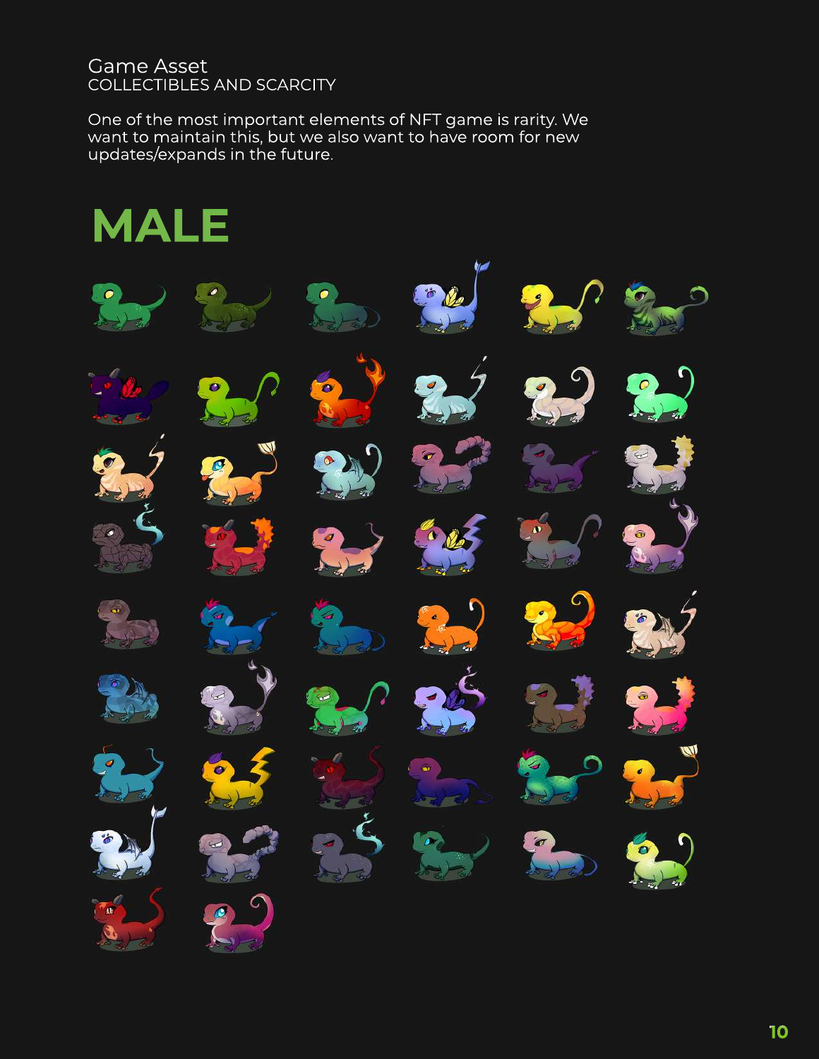Game Asset
COLLECTIBLES AND SCARCITY

One of the most important elements of NFT game is rarity. We want to maintain this, but we also want to have room for new updates/expands in the future.

# MALE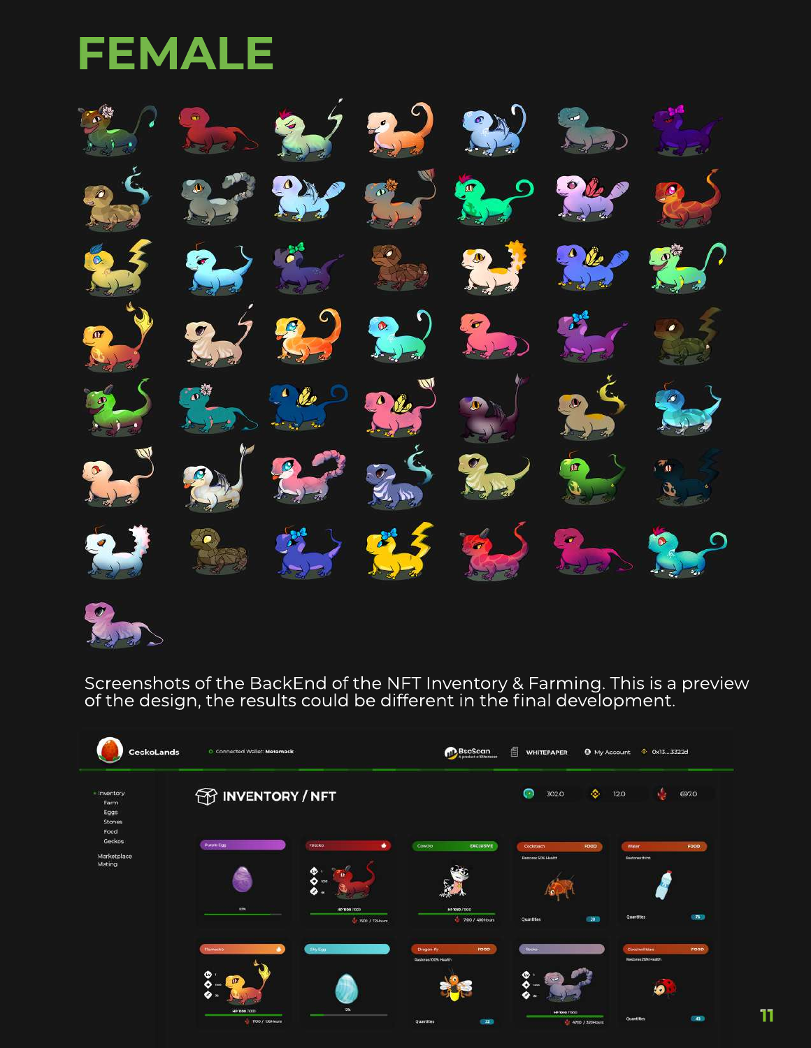# FEMALE

Screenshots of the BackEnd of the NFT Inventory & Farming. This is a preview of the design, the results could be different in the final development.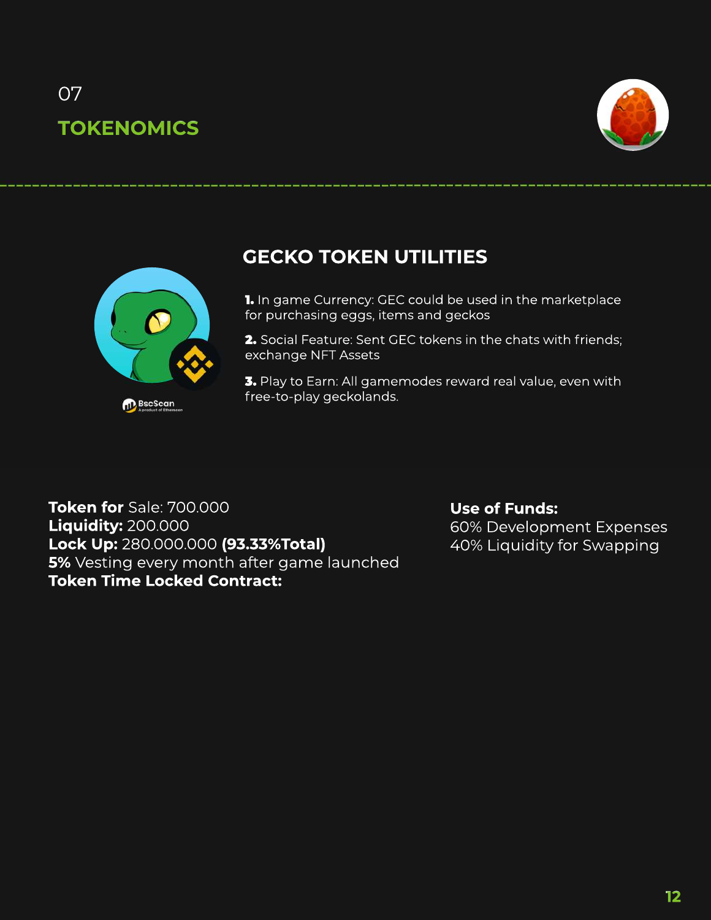07

## TOKENOMICS

### GECKO TOKEN UTILITIES

**1.** In game Currency: GEC could be used in the marketplace for purchasing eggs, items and geckos

**2.** Social Feature: Sent GEC tokens in the chats with friends; exchange NFT Assets

**3.** Play to Earn: All gamemodes reward real value, even with free-to-play geckolands.

**Token for** Sale: 700.000
**Liquidity:** 200.000
**Lock Up:** 280.000.000 **(93.33%Total)**
**5%** Vesting every month after game launched
**Token Time Locked Contract:**

**Use of Funds:**
60% Development Expenses
40% Liquidity for Swapping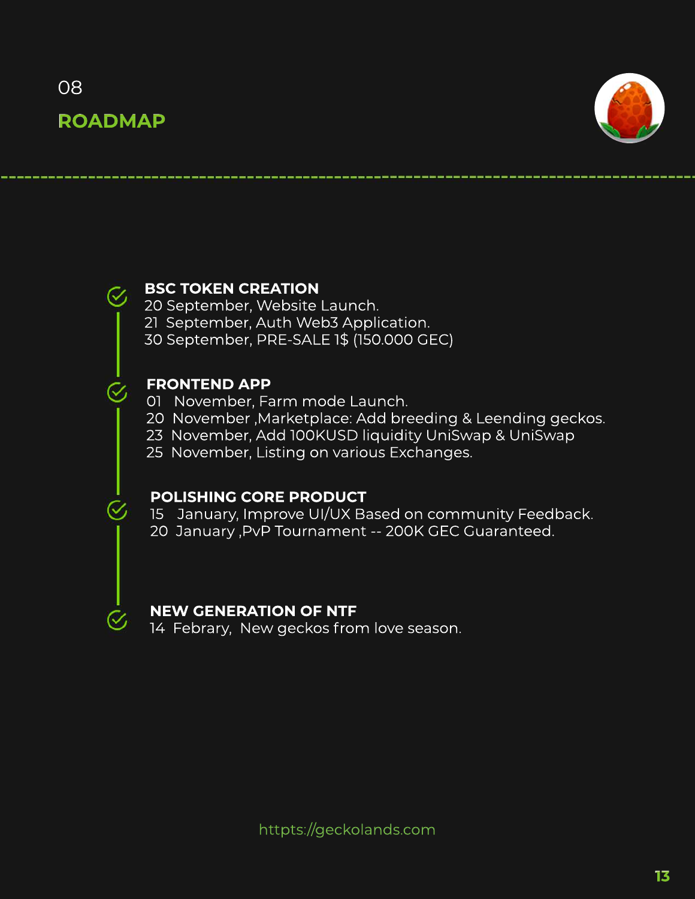08

## ROADMAP

**BSC TOKEN CREATION**
20 September, Website Launch.
21 September, Auth Web3 Application.
30 September, PRE-SALE 1$ (150.000 GEC)

**FRONTEND APP**
01 November, Farm mode Launch.
20 November ,Marketplace: Add breeding & Leending geckos.
23 November, Add 100KUSD liquidity UniSwap & UniSwap
25 November, Listing on various Exchanges.

**POLISHING CORE PRODUCT**
15 January, Improve UI/UX Based on community Feedback.
20 January ,PvP Tournament -- 200K GEC Guaranteed.

**NEW GENERATION OF NTF**
14 Febrary, New geckos from love season.

https://geckolands.com